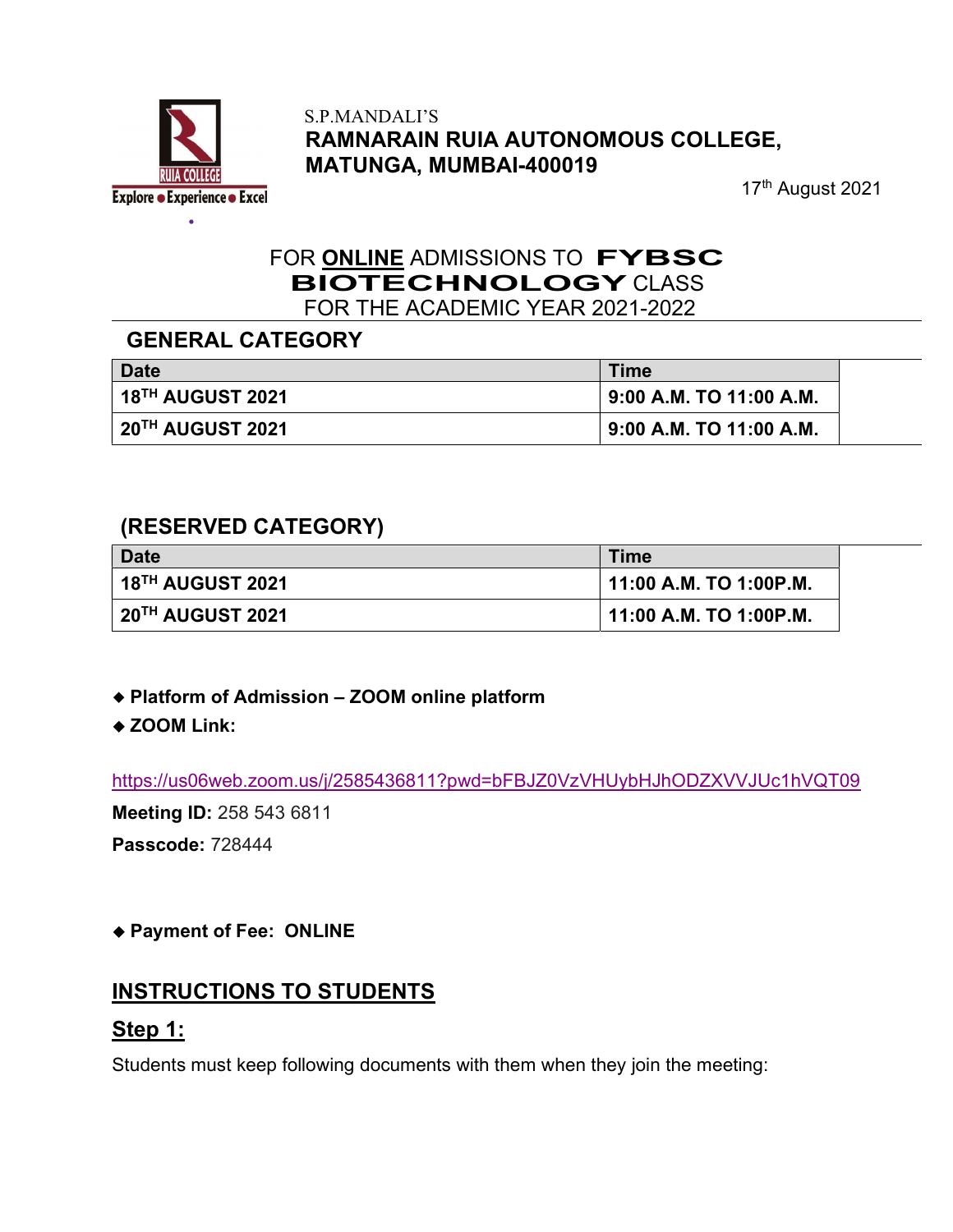S.P.MANDALI'S

# RAMNARAIN RUIA AUTONOMOUS COLLEGE, MATUNGA, MUMBAI-400019

17th August 2021

## FOR ONLINE ADMISSIONS TO FYBSC BIOTECHNOLOGY CLASS FOR THE ACADEMIC YEAR 2021-2022

### GENERAL CATEGORY

| Date | Time |
|---|---|
| 18TH AUGUST 2021 | 9:00 A.M. TO 11:00 A.M. |
| 20TH AUGUST 2021 | 9:00 A.M. TO 11:00 A.M. |

### (RESERVED CATEGORY)

| Date | Time |
|---|---|
| 18TH AUGUST 2021 | 11:00 A.M. TO 1:00P.M. |
| 20TH AUGUST 2021 | 11:00 A.M. TO 1:00P.M. |

- **Platform of Admission – ZOOM online platform**
- **ZOOM Link:**

https://us06web.zoom.us/j/2585436811?pwd=bFBJZ0VzVHUybHJhODZXVVJUc1hVQT09

**Meeting ID:** 258 543 6811

**Passcode:** 728444

- **Payment of Fee: ONLINE**

## INSTRUCTIONS TO STUDENTS

### Step 1:

Students must keep following documents with them when they join the meeting: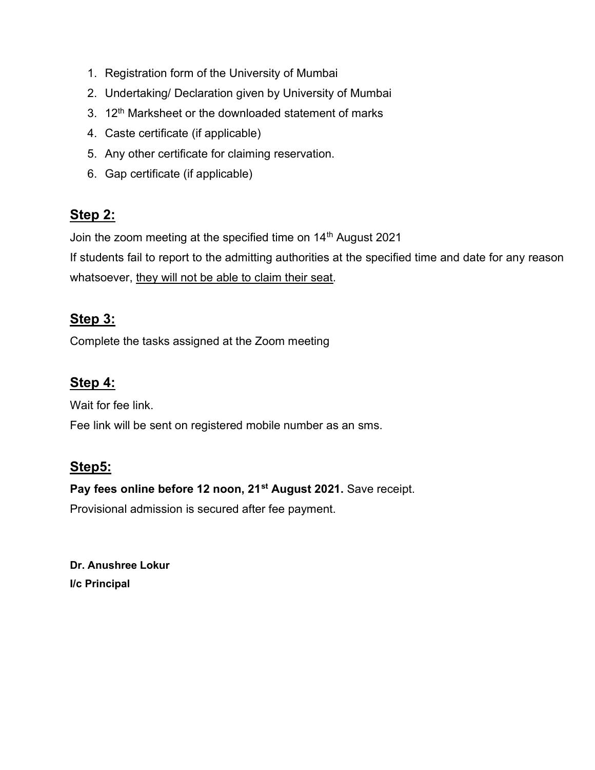1. Registration form of the University of Mumbai
2. Undertaking/ Declaration given by University of Mumbai
3. 12th Marksheet or the downloaded statement of marks
4. Caste certificate (if applicable)
5. Any other certificate for claiming reservation.
6. Gap certificate (if applicable)

## Step 2:

Join the zoom meeting at the specified time on 14th August 2021

If students fail to report to the admitting authorities at the specified time and date for any reason whatsoever, they will not be able to claim their seat.

## Step 3:

Complete the tasks assigned at the Zoom meeting

## Step 4:

Wait for fee link.

Fee link will be sent on registered mobile number as an sms.

## Step5:

**Pay fees online before 12 noon, 21st August 2021.** Save receipt.

Provisional admission is secured after fee payment.

**Dr. Anushree Lokur**
**I/c Principal**